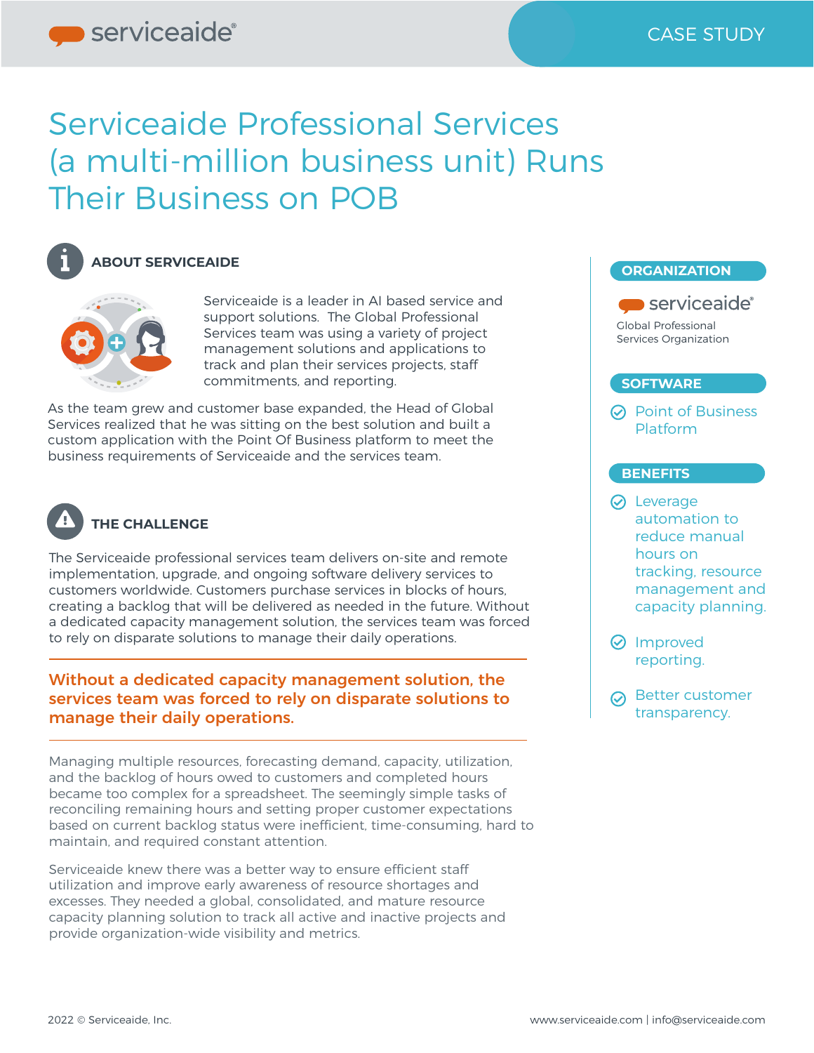CASE STUDY

# Serviceaide Professional Services (a multi-million business unit) Runs Their Business on POB

## ABOUT SERVICEAIDE

Serviceaide is a leader in AI based service and support solutions. The Global Professional Services team was using a variety of project management solutions and applications to track and plan their services projects, staff commitments, and reporting.

As the team grew and customer base expanded, the Head of Global Services realized that he was sitting on the best solution and built a custom application with the Point Of Business platform to meet the business requirements of Serviceaide and the services team.

## THE CHALLENGE

The Serviceaide professional services team delivers on-site and remote implementation, upgrade, and ongoing software delivery services to customers worldwide. Customers purchase services in blocks of hours, creating a backlog that will be delivered as needed in the future. Without a dedicated capacity management solution, the services team was forced to rely on disparate solutions to manage their daily operations.

**Without a dedicated capacity management solution, the services team was forced to rely on disparate solutions to manage their daily operations.**

Managing multiple resources, forecasting demand, capacity, utilization, and the backlog of hours owed to customers and completed hours became too complex for a spreadsheet. The seemingly simple tasks of reconciling remaining hours and setting proper customer expectations based on current backlog status were inefficient, time-consuming, hard to maintain, and required constant attention.

Serviceaide knew there was a better way to ensure efficient staff utilization and improve early awareness of resource shortages and excesses. They needed a global, consolidated, and mature resource capacity planning solution to track all active and inactive projects and provide organization-wide visibility and metrics.

### ORGANIZATION

serviceaide®

Global Professional Services Organization

### SOFTWARE

- Point of Business Platform

### BENEFITS

- Leverage automation to reduce manual hours on tracking, resource management and capacity planning.
- Improved reporting.
- Better customer transparency.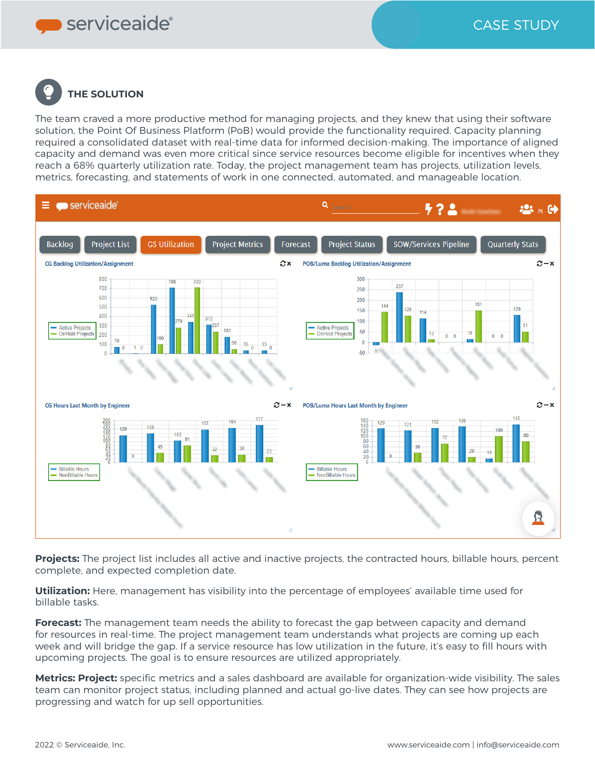## THE SOLUTION

The team craved a more productive method for managing projects, and they knew that using their software solution, the Point Of Business Platform (PoB) would provide the functionality required. Capacity planning required a consolidated dataset with real-time data for informed decision-making. The importance of aligned capacity and demand was even more critical since service resources become eligible for incentives when they reach a 68% quarterly utilization rate. Today, the project management team has projects, utilization levels, metrics, forecasting, and statements of work in one connected, automated, and manageable location.

**Projects:** The project list includes all active and inactive projects, the contracted hours, billable hours, percent complete, and expected completion date.

**Utilization:** Here, management has visibility into the percentage of employees' available time used for billable tasks.

**Forecast:** The management team needs the ability to forecast the gap between capacity and demand for resources in real-time. The project management team understands what projects are coming up each week and will bridge the gap. If a service resource has low utilization in the future, it's easy to fill hours with upcoming projects. The goal is to ensure resources are utilized appropriately.

**Metrics: Project:** specific metrics and a sales dashboard are available for organization-wide visibility. The sales team can monitor project status, including planned and actual go-live dates. They can see how projects are progressing and watch for up sell opportunities.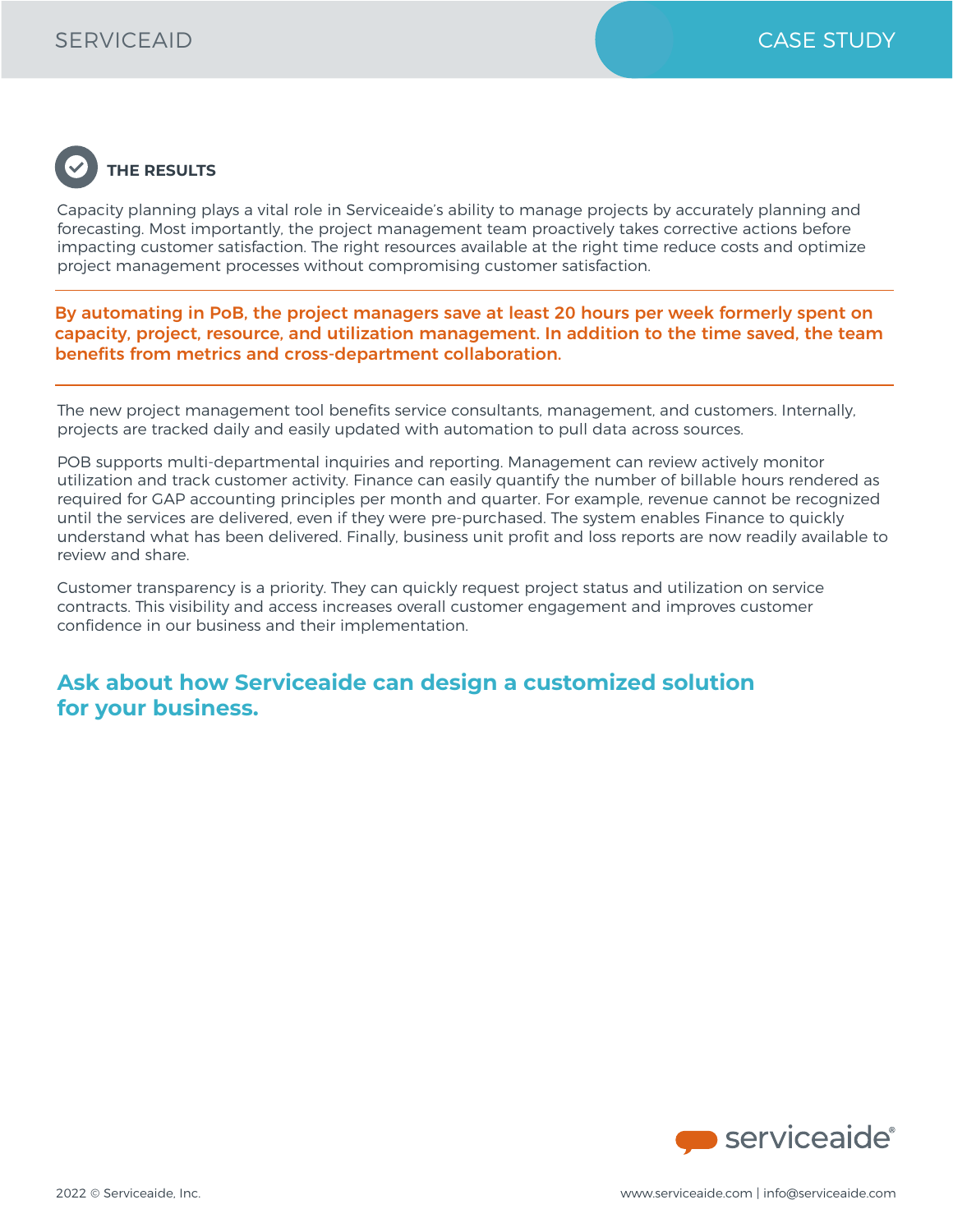## THE RESULTS

Capacity planning plays a vital role in Serviceaide's ability to manage projects by accurately planning and forecasting. Most importantly, the project management team proactively takes corrective actions before impacting customer satisfaction. The right resources available at the right time reduce costs and optimize project management processes without compromising customer satisfaction.

**By automating in PoB, the project managers save at least 20 hours per week formerly spent on capacity, project, resource, and utilization management. In addition to the time saved, the team benefits from metrics and cross-department collaboration.**

The new project management tool benefits service consultants, management, and customers. Internally, projects are tracked daily and easily updated with automation to pull data across sources.

POB supports multi-departmental inquiries and reporting. Management can review actively monitor utilization and track customer activity. Finance can easily quantify the number of billable hours rendered as required for GAP accounting principles per month and quarter. For example, revenue cannot be recognized until the services are delivered, even if they were pre-purchased. The system enables Finance to quickly understand what has been delivered. Finally, business unit profit and loss reports are now readily available to review and share.

Customer transparency is a priority. They can quickly request project status and utilization on service contracts. This visibility and access increases overall customer engagement and improves customer confidence in our business and their implementation.

### Ask about how Serviceaide can design a customized solution for your business.

serviceaide®

2022 © Serviceaide, Inc.

www.serviceaide.com | info@serviceaide.com